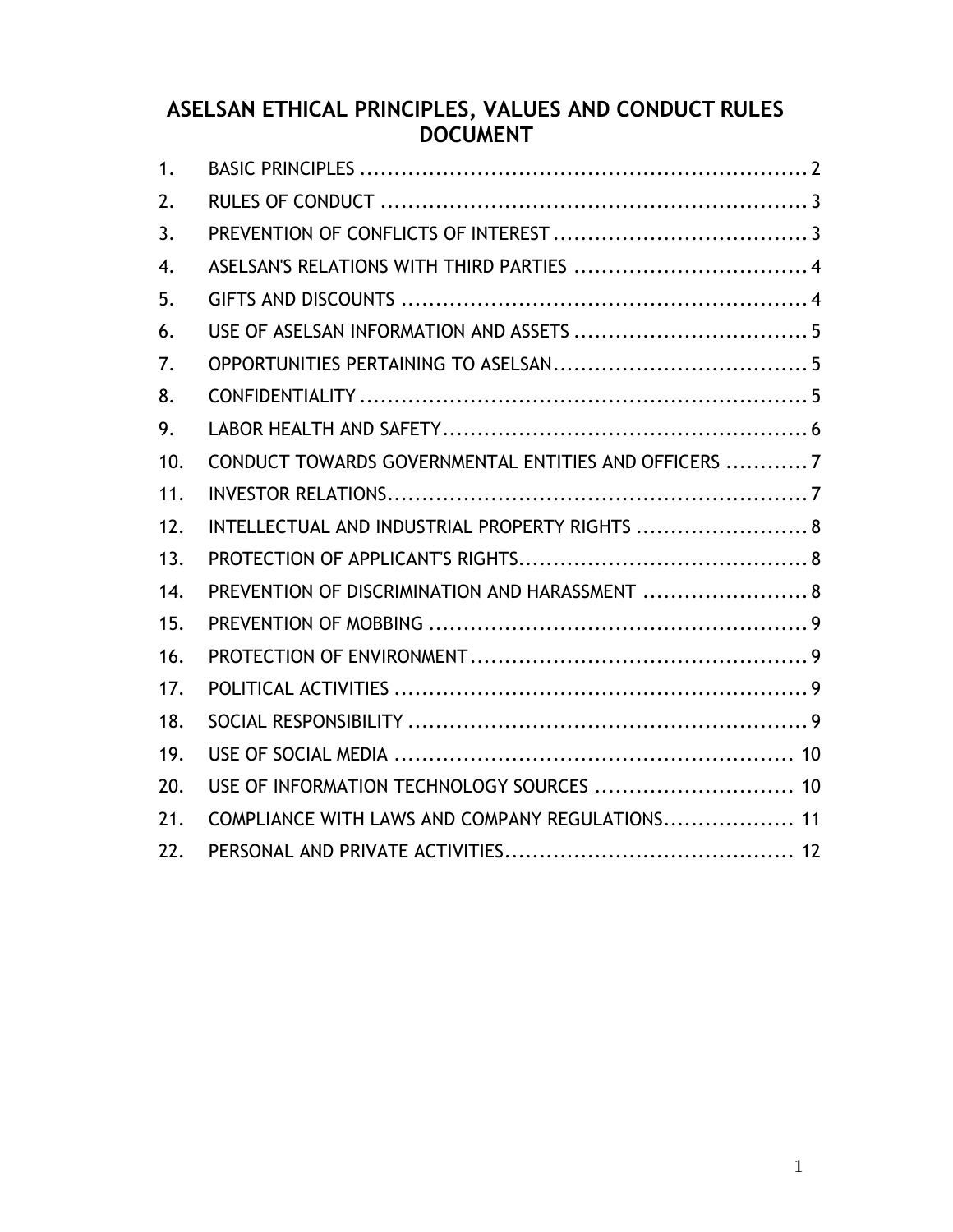# ASELSAN ETHICAL PRINCIPLES, VALUES AND CONDUCT RULES DOCUMENT

| | | |
|---|---|---|
| 1. | BASIC PRINCIPLES | 2 |
| 2. | RULES OF CONDUCT | 3 |
| 3. | PREVENTION OF CONFLICTS OF INTEREST | 3 |
| 4. | ASELSAN'S RELATIONS WITH THIRD PARTIES | 4 |
| 5. | GIFTS AND DISCOUNTS | 4 |
| 6. | USE OF ASELSAN INFORMATION AND ASSETS | 5 |
| 7. | OPPORTUNITIES PERTAINING TO ASELSAN | 5 |
| 8. | CONFIDENTIALITY | 5 |
| 9. | LABOR HEALTH AND SAFETY | 6 |
| 10. | CONDUCT TOWARDS GOVERNMENTAL ENTITIES AND OFFICERS | 7 |
| 11. | INVESTOR RELATIONS | 7 |
| 12. | INTELLECTUAL AND INDUSTRIAL PROPERTY RIGHTS | 8 |
| 13. | PROTECTION OF APPLICANT'S RIGHTS | 8 |
| 14. | PREVENTION OF DISCRIMINATION AND HARASSMENT | 8 |
| 15. | PREVENTION OF MOBBING | 9 |
| 16. | PROTECTION OF ENVIRONMENT | 9 |
| 17. | POLITICAL ACTIVITIES | 9 |
| 18. | SOCIAL RESPONSIBILITY | 9 |
| 19. | USE OF SOCIAL MEDIA | 10 |
| 20. | USE OF INFORMATION TECHNOLOGY SOURCES | 10 |
| 21. | COMPLIANCE WITH LAWS AND COMPANY REGULATIONS | 11 |
| 22. | PERSONAL AND PRIVATE ACTIVITIES | 12 |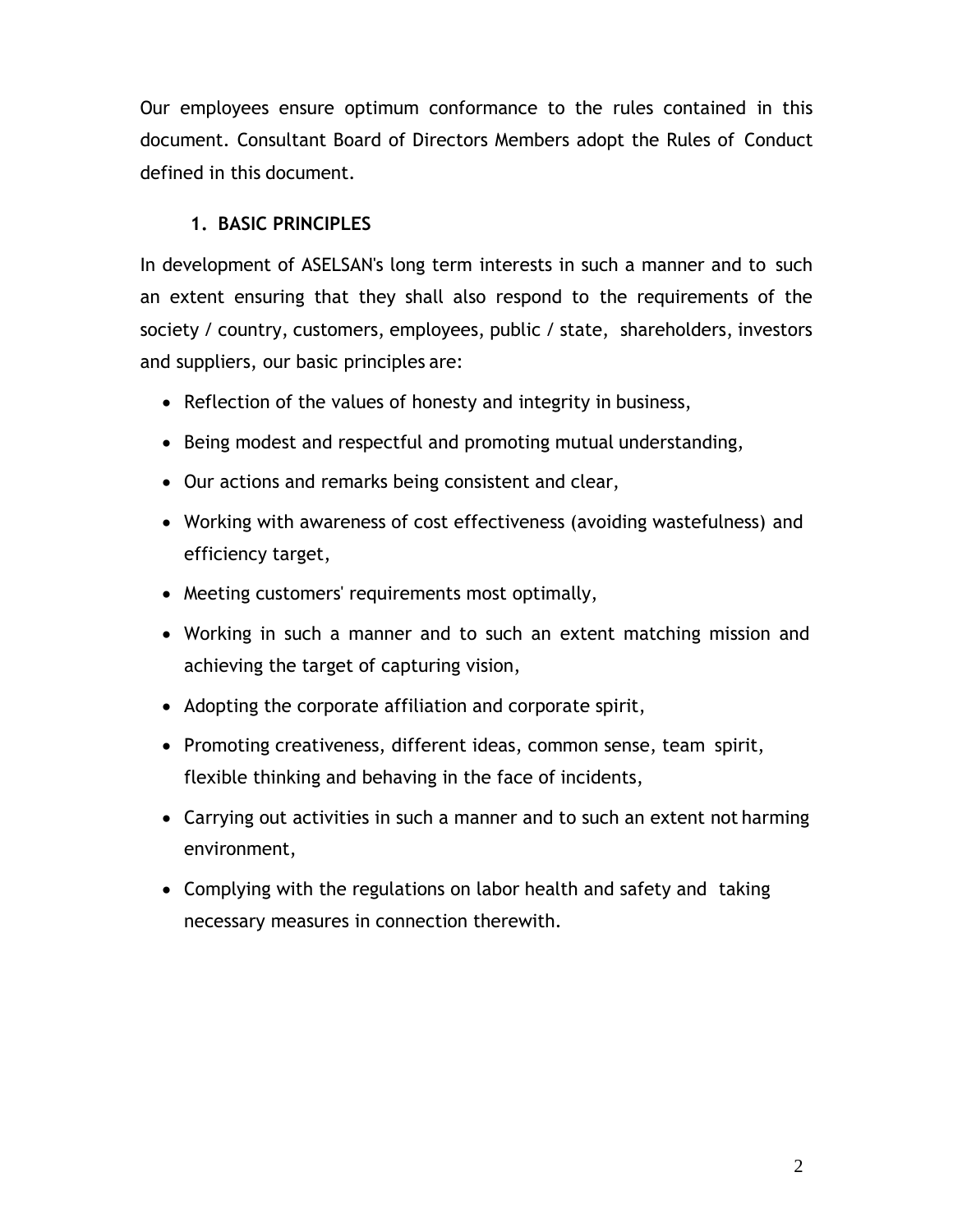Our employees ensure optimum conformance to the rules contained in this document. Consultant Board of Directors Members adopt the Rules of Conduct defined in this document.

## 1. BASIC PRINCIPLES

In development of ASELSAN's long term interests in such a manner and to such an extent ensuring that they shall also respond to the requirements of the society / country, customers, employees, public / state, shareholders, investors and suppliers, our basic principles are:

- Reflection of the values of honesty and integrity in business,
- Being modest and respectful and promoting mutual understanding,
- Our actions and remarks being consistent and clear,
- Working with awareness of cost effectiveness (avoiding wastefulness) and efficiency target,
- Meeting customers' requirements most optimally,
- Working in such a manner and to such an extent matching mission and achieving the target of capturing vision,
- Adopting the corporate affiliation and corporate spirit,
- Promoting creativeness, different ideas, common sense, team spirit, flexible thinking and behaving in the face of incidents,
- Carrying out activities in such a manner and to such an extent not harming environment,
- Complying with the regulations on labor health and safety and taking necessary measures in connection therewith.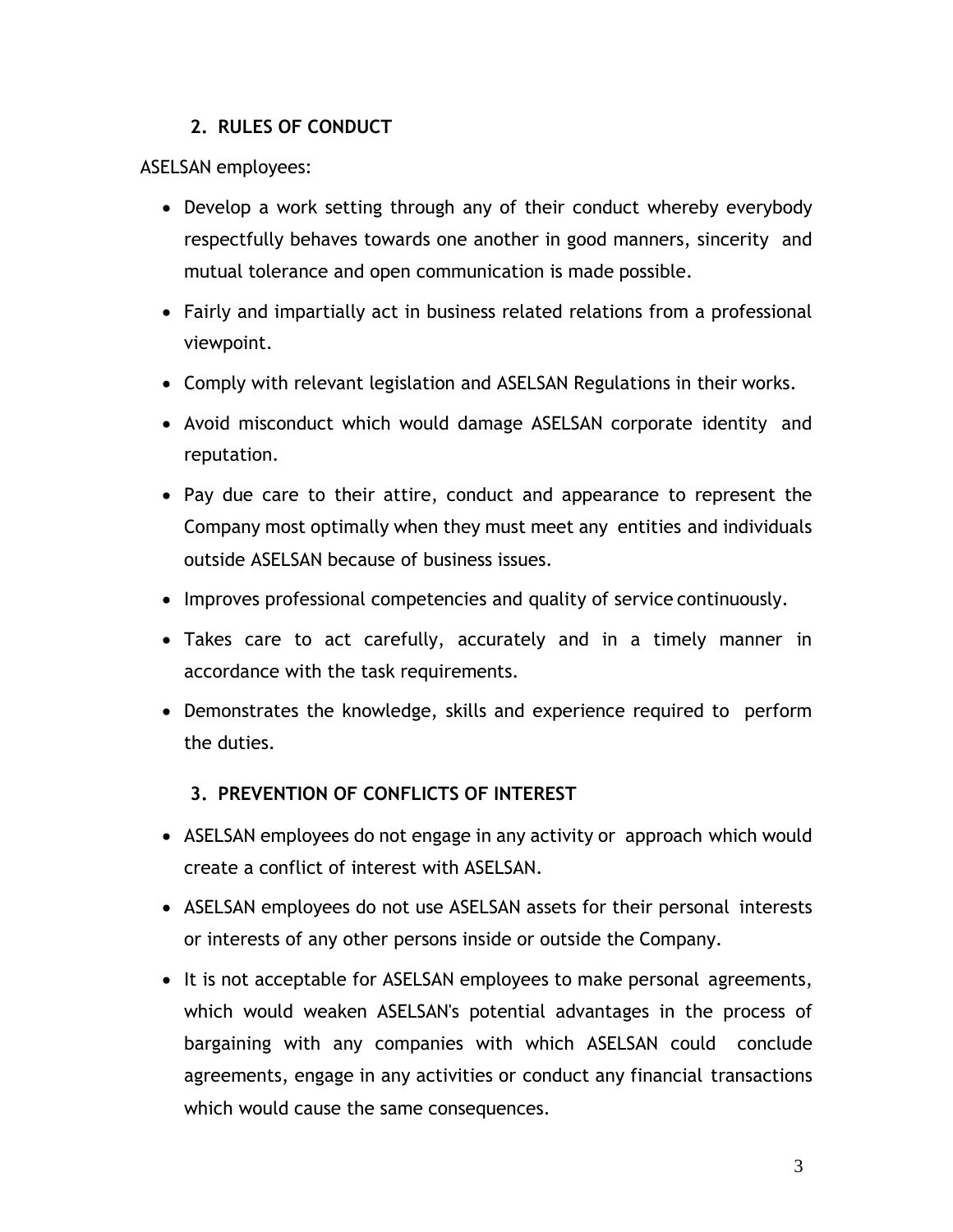## 2. RULES OF CONDUCT

ASELSAN employees:

- Develop a work setting through any of their conduct whereby everybody respectfully behaves towards one another in good manners, sincerity and mutual tolerance and open communication is made possible.
- Fairly and impartially act in business related relations from a professional viewpoint.
- Comply with relevant legislation and ASELSAN Regulations in their works.
- Avoid misconduct which would damage ASELSAN corporate identity and reputation.
- Pay due care to their attire, conduct and appearance to represent the Company most optimally when they must meet any entities and individuals outside ASELSAN because of business issues.
- Improves professional competencies and quality of service continuously.
- Takes care to act carefully, accurately and in a timely manner in accordance with the task requirements.
- Demonstrates the knowledge, skills and experience required to perform the duties.

## 3. PREVENTION OF CONFLICTS OF INTEREST

- ASELSAN employees do not engage in any activity or approach which would create a conflict of interest with ASELSAN.
- ASELSAN employees do not use ASELSAN assets for their personal interests or interests of any other persons inside or outside the Company.
- It is not acceptable for ASELSAN employees to make personal agreements, which would weaken ASELSAN's potential advantages in the process of bargaining with any companies with which ASELSAN could conclude agreements, engage in any activities or conduct any financial transactions which would cause the same consequences.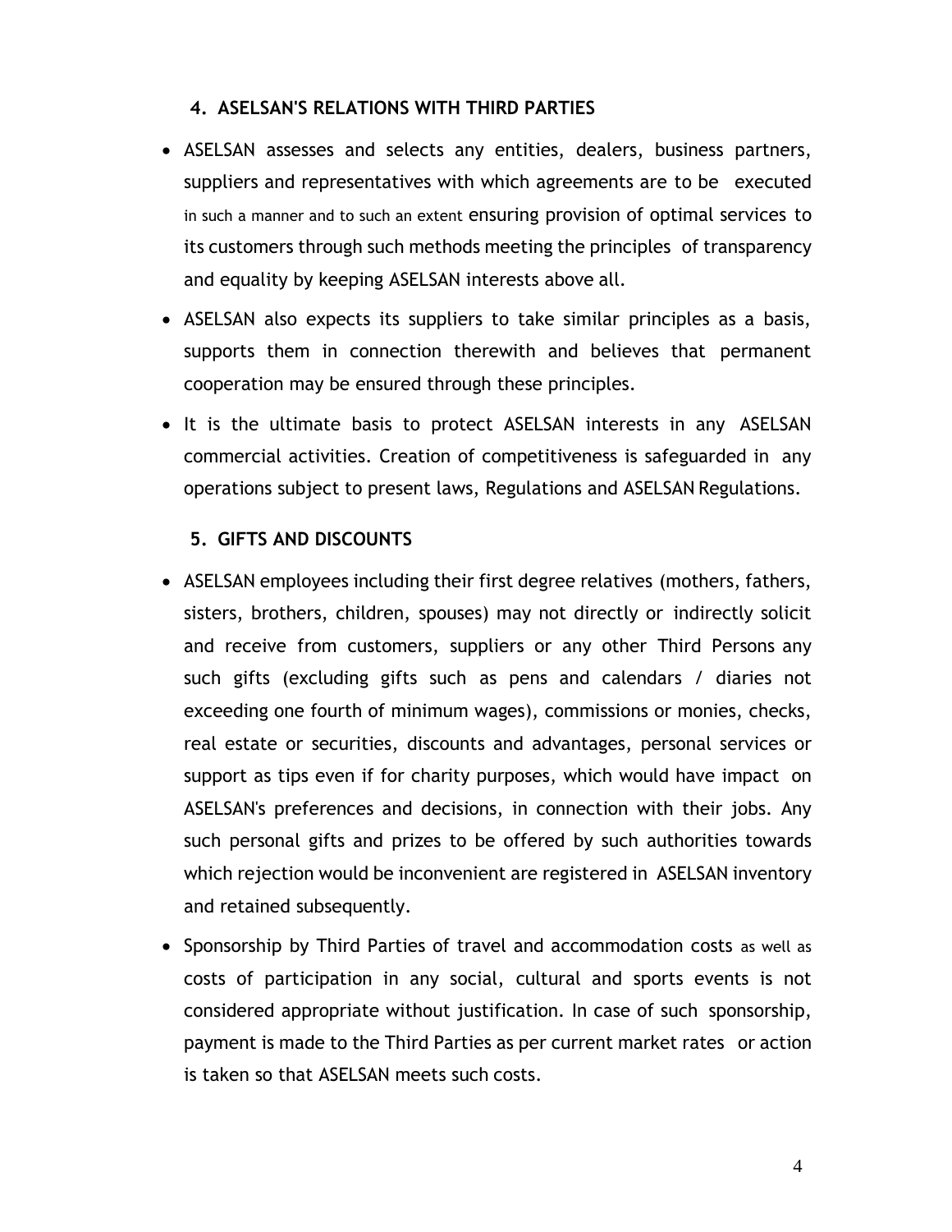## 4. ASELSAN'S RELATIONS WITH THIRD PARTIES

- ASELSAN assesses and selects any entities, dealers, business partners, suppliers and representatives with which agreements are to be executed in such a manner and to such an extent ensuring provision of optimal services to its customers through such methods meeting the principles of transparency and equality by keeping ASELSAN interests above all.
- ASELSAN also expects its suppliers to take similar principles as a basis, supports them in connection therewith and believes that permanent cooperation may be ensured through these principles.
- It is the ultimate basis to protect ASELSAN interests in any ASELSAN commercial activities. Creation of competitiveness is safeguarded in any operations subject to present laws, Regulations and ASELSAN Regulations.

## 5. GIFTS AND DISCOUNTS

- ASELSAN employees including their first degree relatives (mothers, fathers, sisters, brothers, children, spouses) may not directly or indirectly solicit and receive from customers, suppliers or any other Third Persons any such gifts (excluding gifts such as pens and calendars / diaries not exceeding one fourth of minimum wages), commissions or monies, checks, real estate or securities, discounts and advantages, personal services or support as tips even if for charity purposes, which would have impact on ASELSAN's preferences and decisions, in connection with their jobs. Any such personal gifts and prizes to be offered by such authorities towards which rejection would be inconvenient are registered in ASELSAN inventory and retained subsequently.
- Sponsorship by Third Parties of travel and accommodation costs as well as costs of participation in any social, cultural and sports events is not considered appropriate without justification. In case of such sponsorship, payment is made to the Third Parties as per current market rates or action is taken so that ASELSAN meets such costs.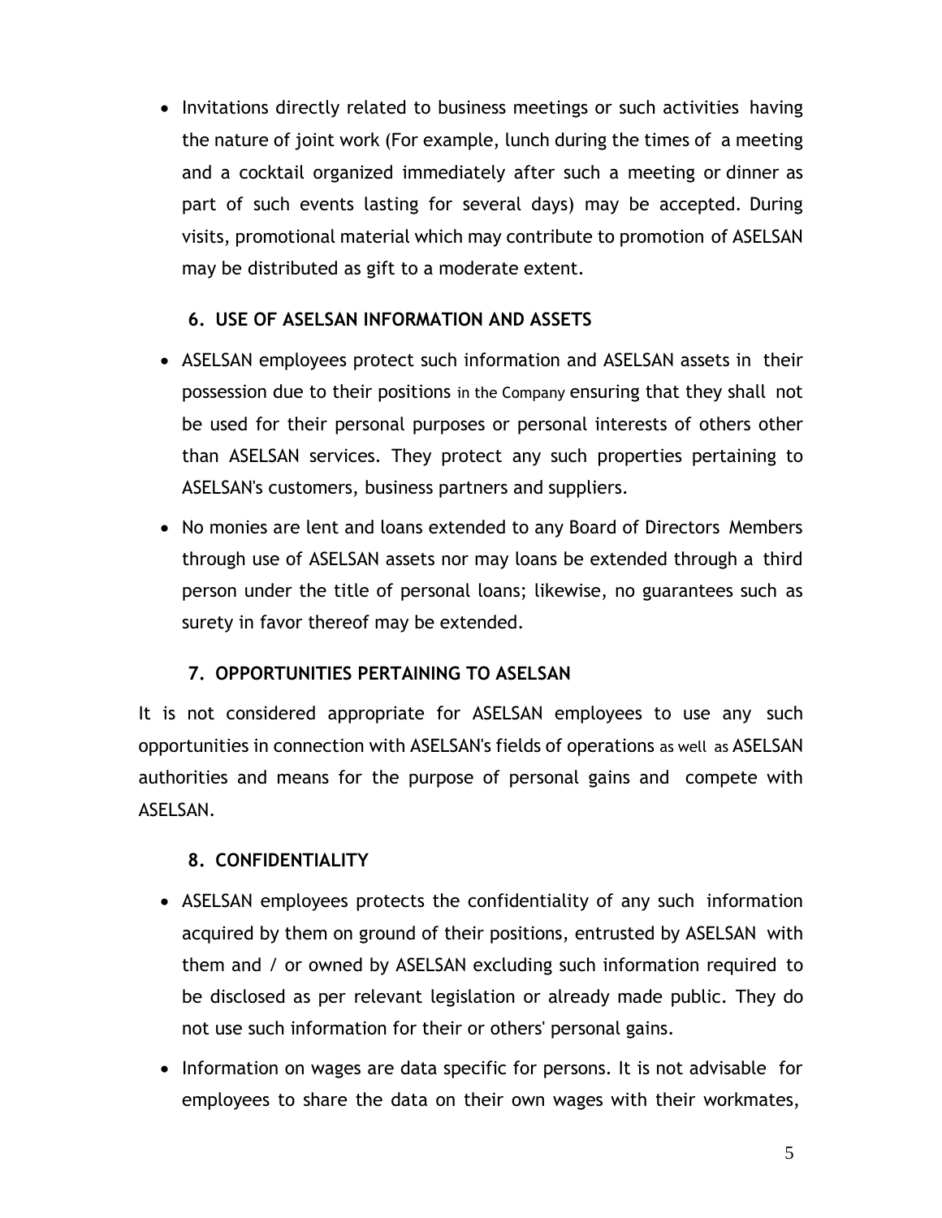- Invitations directly related to business meetings or such activities having the nature of joint work (For example, lunch during the times of a meeting and a cocktail organized immediately after such a meeting or dinner as part of such events lasting for several days) may be accepted. During visits, promotional material which may contribute to promotion of ASELSAN may be distributed as gift to a moderate extent.

## 6. USE OF ASELSAN INFORMATION AND ASSETS

- ASELSAN employees protect such information and ASELSAN assets in their possession due to their positions in the Company ensuring that they shall not be used for their personal purposes or personal interests of others other than ASELSAN services. They protect any such properties pertaining to ASELSAN's customers, business partners and suppliers.
- No monies are lent and loans extended to any Board of Directors Members through use of ASELSAN assets nor may loans be extended through a third person under the title of personal loans; likewise, no guarantees such as surety in favor thereof may be extended.

## 7. OPPORTUNITIES PERTAINING TO ASELSAN

It is not considered appropriate for ASELSAN employees to use any such opportunities in connection with ASELSAN's fields of operations as well as ASELSAN authorities and means for the purpose of personal gains and compete with ASELSAN.

## 8. CONFIDENTIALITY

- ASELSAN employees protects the confidentiality of any such information acquired by them on ground of their positions, entrusted by ASELSAN with them and / or owned by ASELSAN excluding such information required to be disclosed as per relevant legislation or already made public. They do not use such information for their or others' personal gains.
- Information on wages are data specific for persons. It is not advisable for employees to share the data on their own wages with their workmates,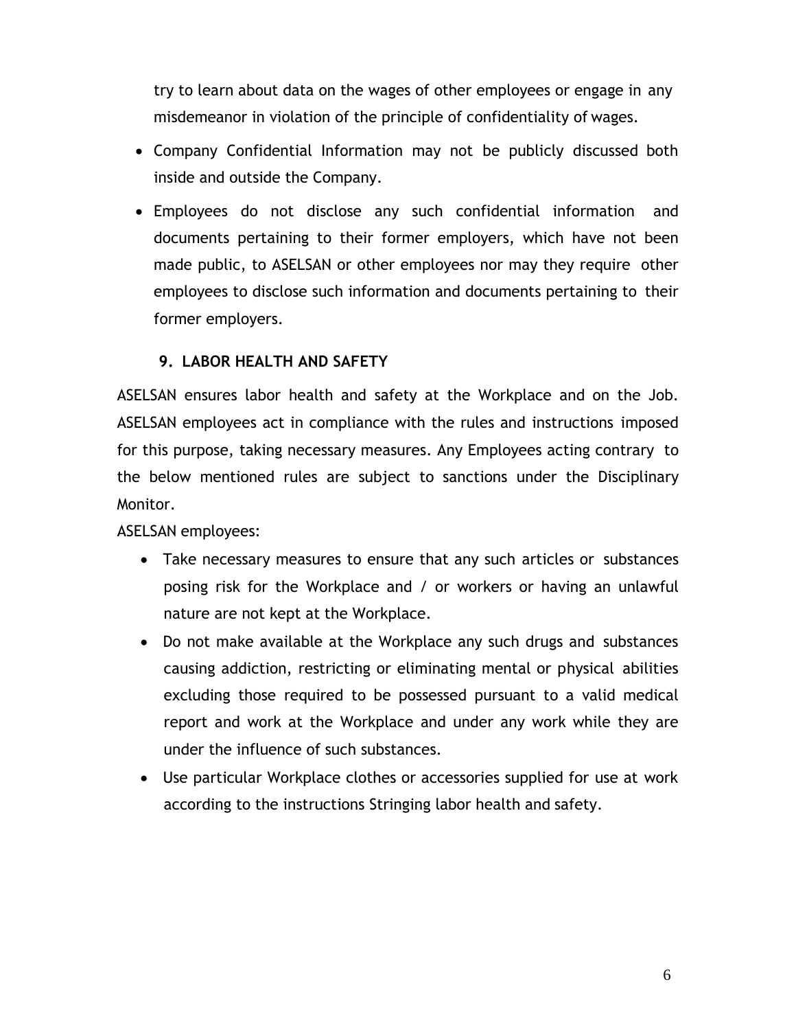try to learn about data on the wages of other employees or engage in any misdemeanor in violation of the principle of confidentiality of wages.

- Company Confidential Information may not be publicly discussed both inside and outside the Company.
- Employees do not disclose any such confidential information and documents pertaining to their former employers, which have not been made public, to ASELSAN or other employees nor may they require other employees to disclose such information and documents pertaining to their former employers.

## 9. LABOR HEALTH AND SAFETY

ASELSAN ensures labor health and safety at the Workplace and on the Job. ASELSAN employees act in compliance with the rules and instructions imposed for this purpose, taking necessary measures. Any Employees acting contrary to the below mentioned rules are subject to sanctions under the Disciplinary Monitor.

ASELSAN employees:

- Take necessary measures to ensure that any such articles or substances posing risk for the Workplace and / or workers or having an unlawful nature are not kept at the Workplace.
- Do not make available at the Workplace any such drugs and substances causing addiction, restricting or eliminating mental or physical abilities excluding those required to be possessed pursuant to a valid medical report and work at the Workplace and under any work while they are under the influence of such substances.
- Use particular Workplace clothes or accessories supplied for use at work according to the instructions Stringing labor health and safety.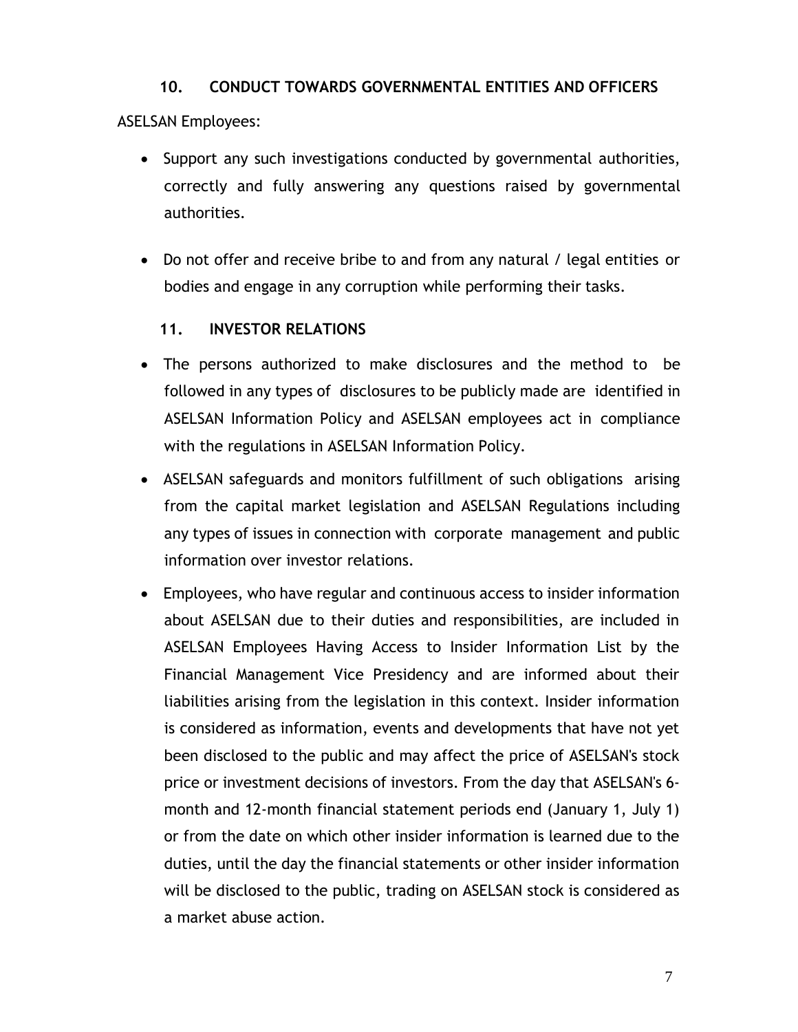## 10. CONDUCT TOWARDS GOVERNMENTAL ENTITIES AND OFFICERS

ASELSAN Employees:

- Support any such investigations conducted by governmental authorities, correctly and fully answering any questions raised by governmental authorities.

- Do not offer and receive bribe to and from any natural / legal entities or bodies and engage in any corruption while performing their tasks.

## 11. INVESTOR RELATIONS

- The persons authorized to make disclosures and the method to be followed in any types of disclosures to be publicly made are identified in ASELSAN Information Policy and ASELSAN employees act in compliance with the regulations in ASELSAN Information Policy.
- ASELSAN safeguards and monitors fulfillment of such obligations arising from the capital market legislation and ASELSAN Regulations including any types of issues in connection with corporate management and public information over investor relations.
- Employees, who have regular and continuous access to insider information about ASELSAN due to their duties and responsibilities, are included in ASELSAN Employees Having Access to Insider Information List by the Financial Management Vice Presidency and are informed about their liabilities arising from the legislation in this context. Insider information is considered as information, events and developments that have not yet been disclosed to the public and may affect the price of ASELSAN's stock price or investment decisions of investors. From the day that ASELSAN's 6-month and 12-month financial statement periods end (January 1, July 1) or from the date on which other insider information is learned due to the duties, until the day the financial statements or other insider information will be disclosed to the public, trading on ASELSAN stock is considered as a market abuse action.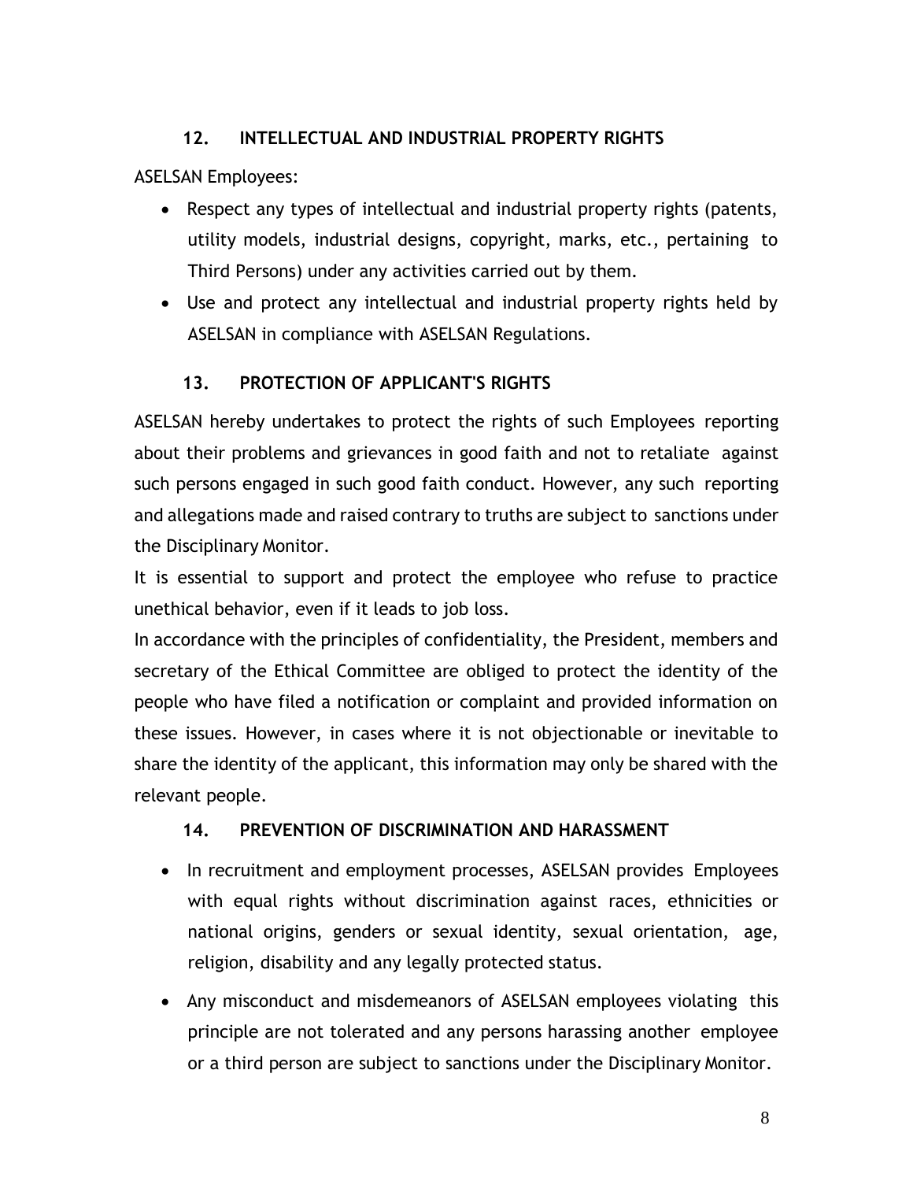## 12. INTELLECTUAL AND INDUSTRIAL PROPERTY RIGHTS

ASELSAN Employees:

- Respect any types of intellectual and industrial property rights (patents, utility models, industrial designs, copyright, marks, etc., pertaining to Third Persons) under any activities carried out by them.
- Use and protect any intellectual and industrial property rights held by ASELSAN in compliance with ASELSAN Regulations.

## 13. PROTECTION OF APPLICANT'S RIGHTS

ASELSAN hereby undertakes to protect the rights of such Employees reporting about their problems and grievances in good faith and not to retaliate against such persons engaged in such good faith conduct. However, any such reporting and allegations made and raised contrary to truths are subject to sanctions under the Disciplinary Monitor.

It is essential to support and protect the employee who refuse to practice unethical behavior, even if it leads to job loss.

In accordance with the principles of confidentiality, the President, members and secretary of the Ethical Committee are obliged to protect the identity of the people who have filed a notification or complaint and provided information on these issues. However, in cases where it is not objectionable or inevitable to share the identity of the applicant, this information may only be shared with the relevant people.

## 14. PREVENTION OF DISCRIMINATION AND HARASSMENT

- In recruitment and employment processes, ASELSAN provides Employees with equal rights without discrimination against races, ethnicities or national origins, genders or sexual identity, sexual orientation, age, religion, disability and any legally protected status.
- Any misconduct and misdemeanors of ASELSAN employees violating this principle are not tolerated and any persons harassing another employee or a third person are subject to sanctions under the Disciplinary Monitor.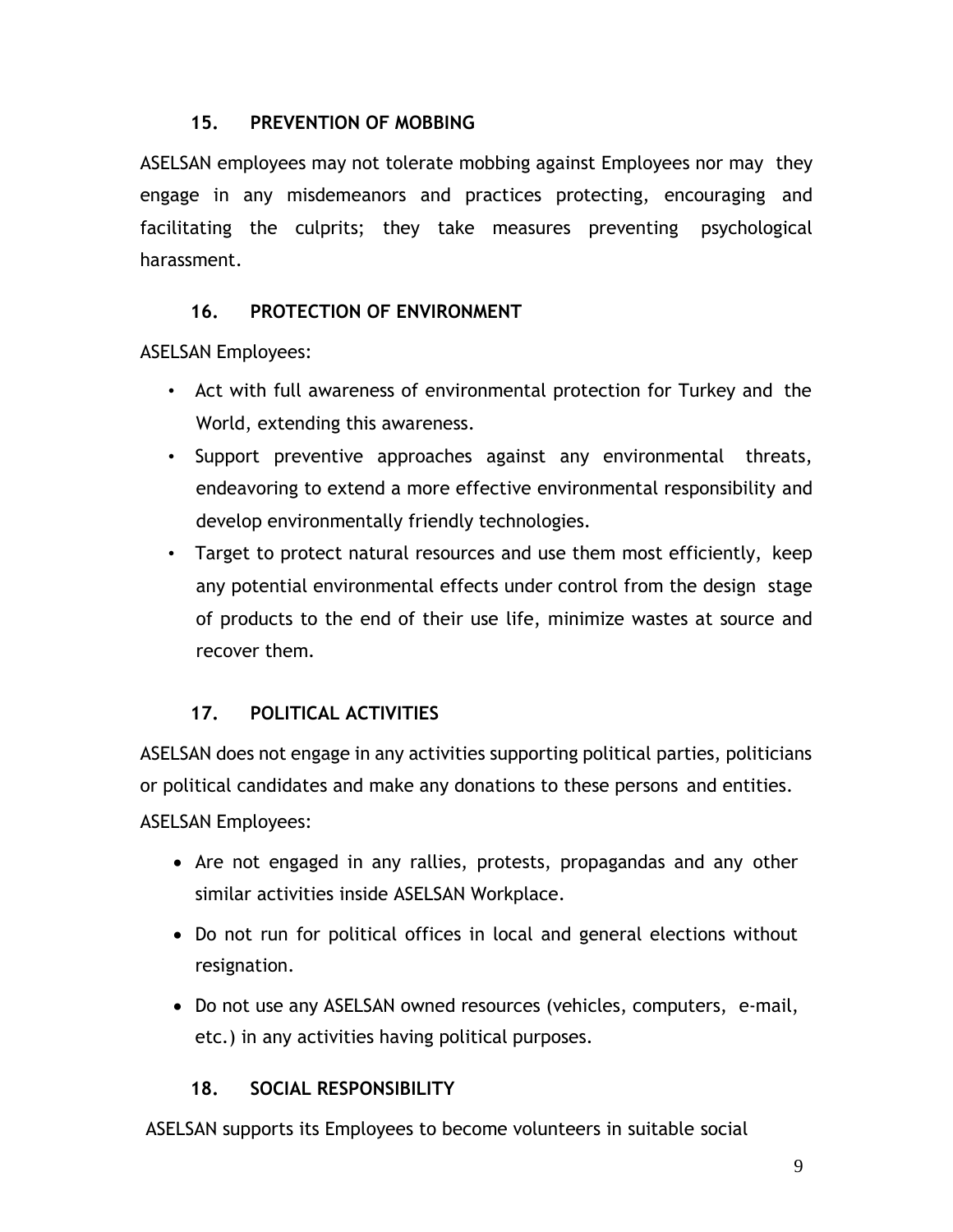## 15. PREVENTION OF MOBBING

ASELSAN employees may not tolerate mobbing against Employees nor may they engage in any misdemeanors and practices protecting, encouraging and facilitating the culprits; they take measures preventing psychological harassment.

## 16. PROTECTION OF ENVIRONMENT

ASELSAN Employees:

- Act with full awareness of environmental protection for Turkey and the World, extending this awareness.
- Support preventive approaches against any environmental threats, endeavoring to extend a more effective environmental responsibility and develop environmentally friendly technologies.
- Target to protect natural resources and use them most efficiently, keep any potential environmental effects under control from the design stage of products to the end of their use life, minimize wastes at source and recover them.

## 17. POLITICAL ACTIVITIES

ASELSAN does not engage in any activities supporting political parties, politicians or political candidates and make any donations to these persons and entities.

ASELSAN Employees:

- Are not engaged in any rallies, protests, propagandas and any other similar activities inside ASELSAN Workplace.
- Do not run for political offices in local and general elections without resignation.
- Do not use any ASELSAN owned resources (vehicles, computers, e-mail, etc.) in any activities having political purposes.

## 18. SOCIAL RESPONSIBILITY

ASELSAN supports its Employees to become volunteers in suitable social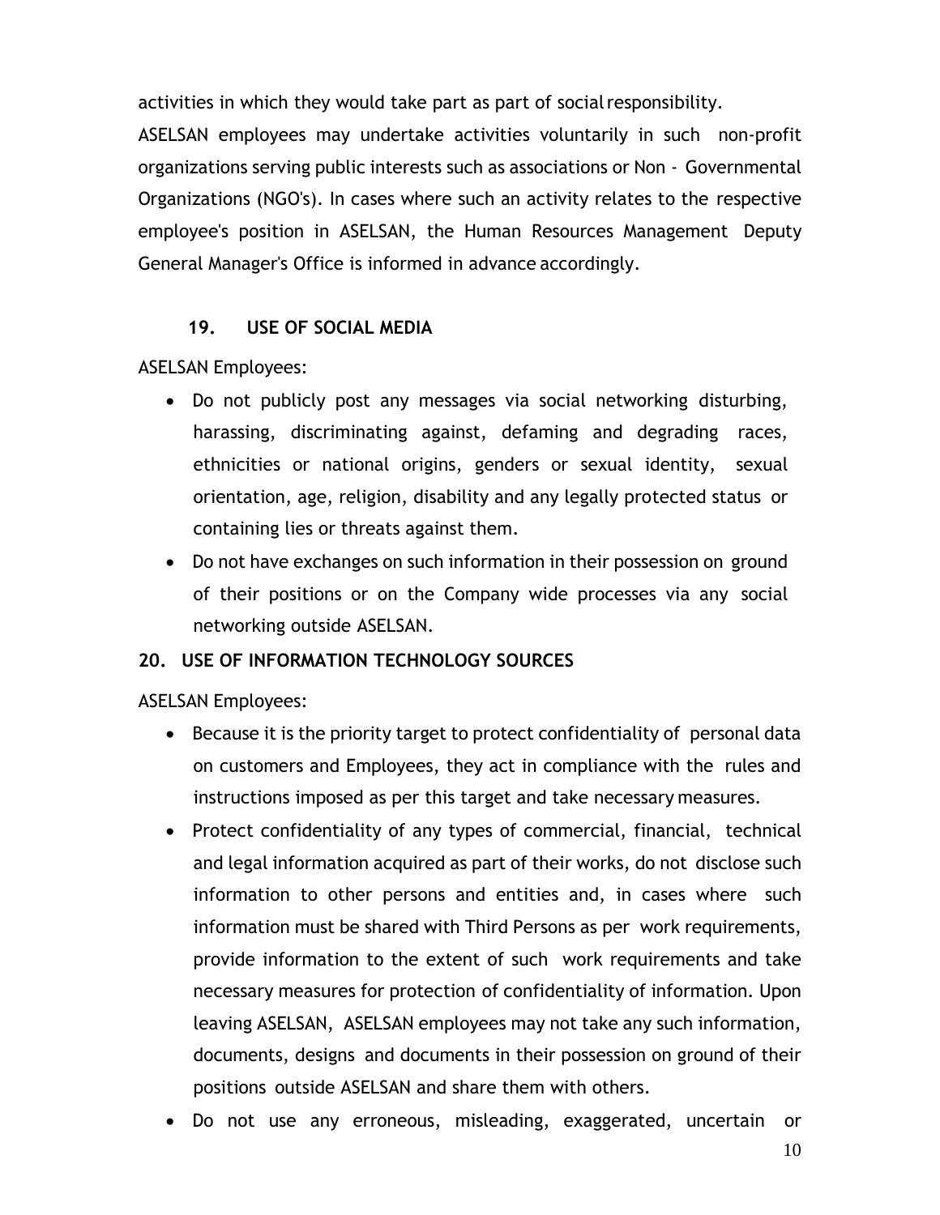activities in which they would take part as part of social responsibility.

ASELSAN employees may undertake activities voluntarily in such non-profit organizations serving public interests such as associations or Non - Governmental Organizations (NGO's). In cases where such an activity relates to the respective employee's position in ASELSAN, the Human Resources Management Deputy General Manager's Office is informed in advance accordingly.

## 19. USE OF SOCIAL MEDIA

ASELSAN Employees:

- Do not publicly post any messages via social networking disturbing, harassing, discriminating against, defaming and degrading races, ethnicities or national origins, genders or sexual identity, sexual orientation, age, religion, disability and any legally protected status or containing lies or threats against them.
- Do not have exchanges on such information in their possession on ground of their positions or on the Company wide processes via any social networking outside ASELSAN.

## 20. USE OF INFORMATION TECHNOLOGY SOURCES

ASELSAN Employees:

- Because it is the priority target to protect confidentiality of personal data on customers and Employees, they act in compliance with the rules and instructions imposed as per this target and take necessary measures.
- Protect confidentiality of any types of commercial, financial, technical and legal information acquired as part of their works, do not disclose such information to other persons and entities and, in cases where such information must be shared with Third Persons as per work requirements, provide information to the extent of such work requirements and take necessary measures for protection of confidentiality of information. Upon leaving ASELSAN, ASELSAN employees may not take any such information, documents, designs and documents in their possession on ground of their positions outside ASELSAN and share them with others.
- Do not use any erroneous, misleading, exaggerated, uncertain or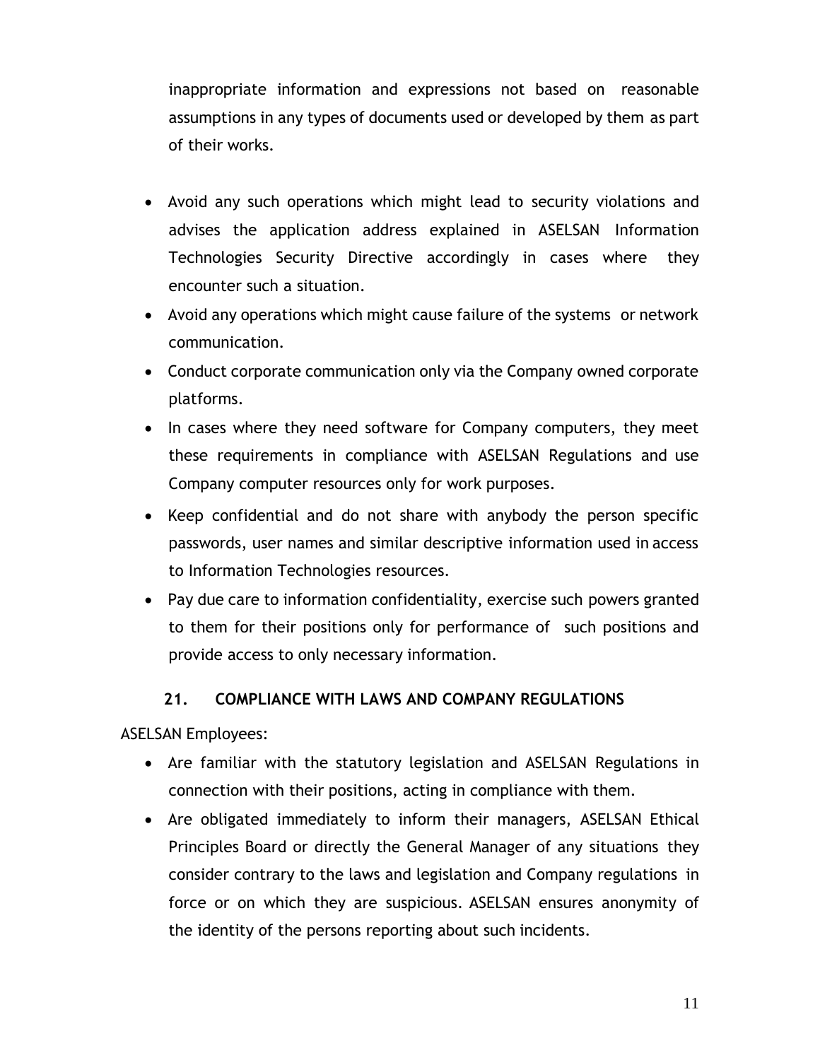inappropriate information and expressions not based on reasonable assumptions in any types of documents used or developed by them as part of their works.

- Avoid any such operations which might lead to security violations and advises the application address explained in ASELSAN Information Technologies Security Directive accordingly in cases where they encounter such a situation.
- Avoid any operations which might cause failure of the systems or network communication.
- Conduct corporate communication only via the Company owned corporate platforms.
- In cases where they need software for Company computers, they meet these requirements in compliance with ASELSAN Regulations and use Company computer resources only for work purposes.
- Keep confidential and do not share with anybody the person specific passwords, user names and similar descriptive information used in access to Information Technologies resources.
- Pay due care to information confidentiality, exercise such powers granted to them for their positions only for performance of such positions and provide access to only necessary information.

## 21. COMPLIANCE WITH LAWS AND COMPANY REGULATIONS

ASELSAN Employees:

- Are familiar with the statutory legislation and ASELSAN Regulations in connection with their positions, acting in compliance with them.
- Are obligated immediately to inform their managers, ASELSAN Ethical Principles Board or directly the General Manager of any situations they consider contrary to the laws and legislation and Company regulations in force or on which they are suspicious. ASELSAN ensures anonymity of the identity of the persons reporting about such incidents.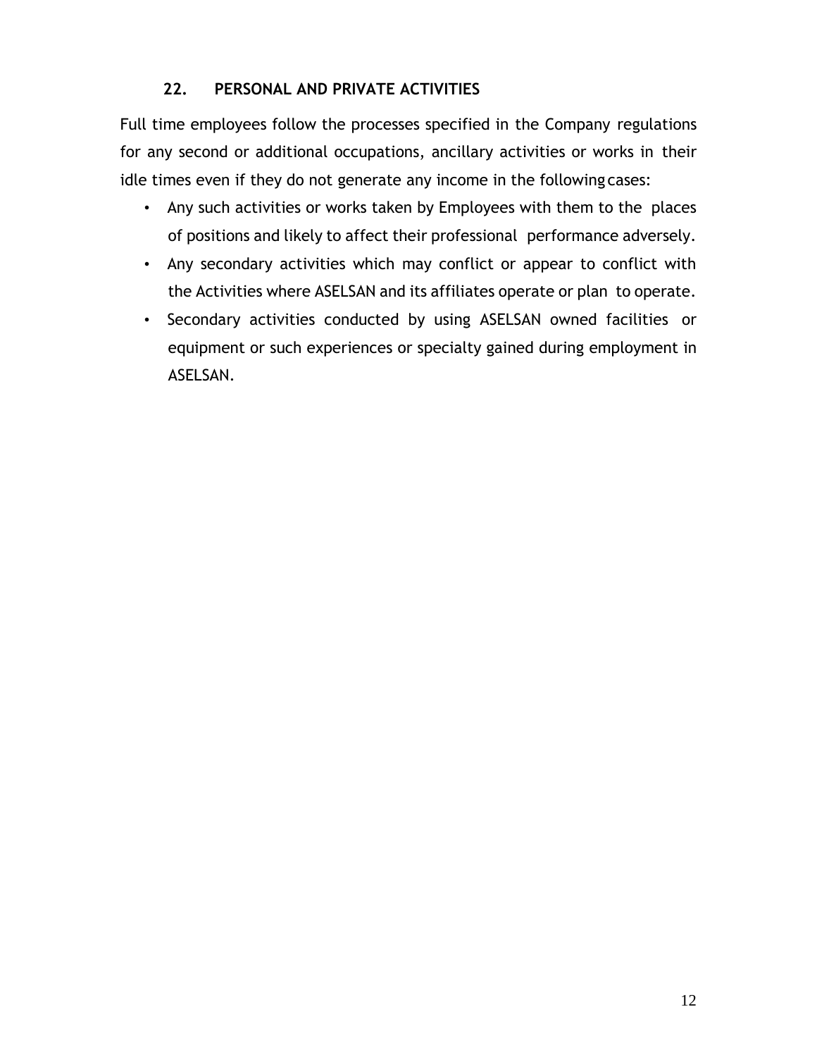## 22. PERSONAL AND PRIVATE ACTIVITIES

Full time employees follow the processes specified in the Company regulations for any second or additional occupations, ancillary activities or works in their idle times even if they do not generate any income in the following cases:

- Any such activities or works taken by Employees with them to the places of positions and likely to affect their professional performance adversely.
- Any secondary activities which may conflict or appear to conflict with the Activities where ASELSAN and its affiliates operate or plan to operate.
- Secondary activities conducted by using ASELSAN owned facilities or equipment or such experiences or specialty gained during employment in ASELSAN.